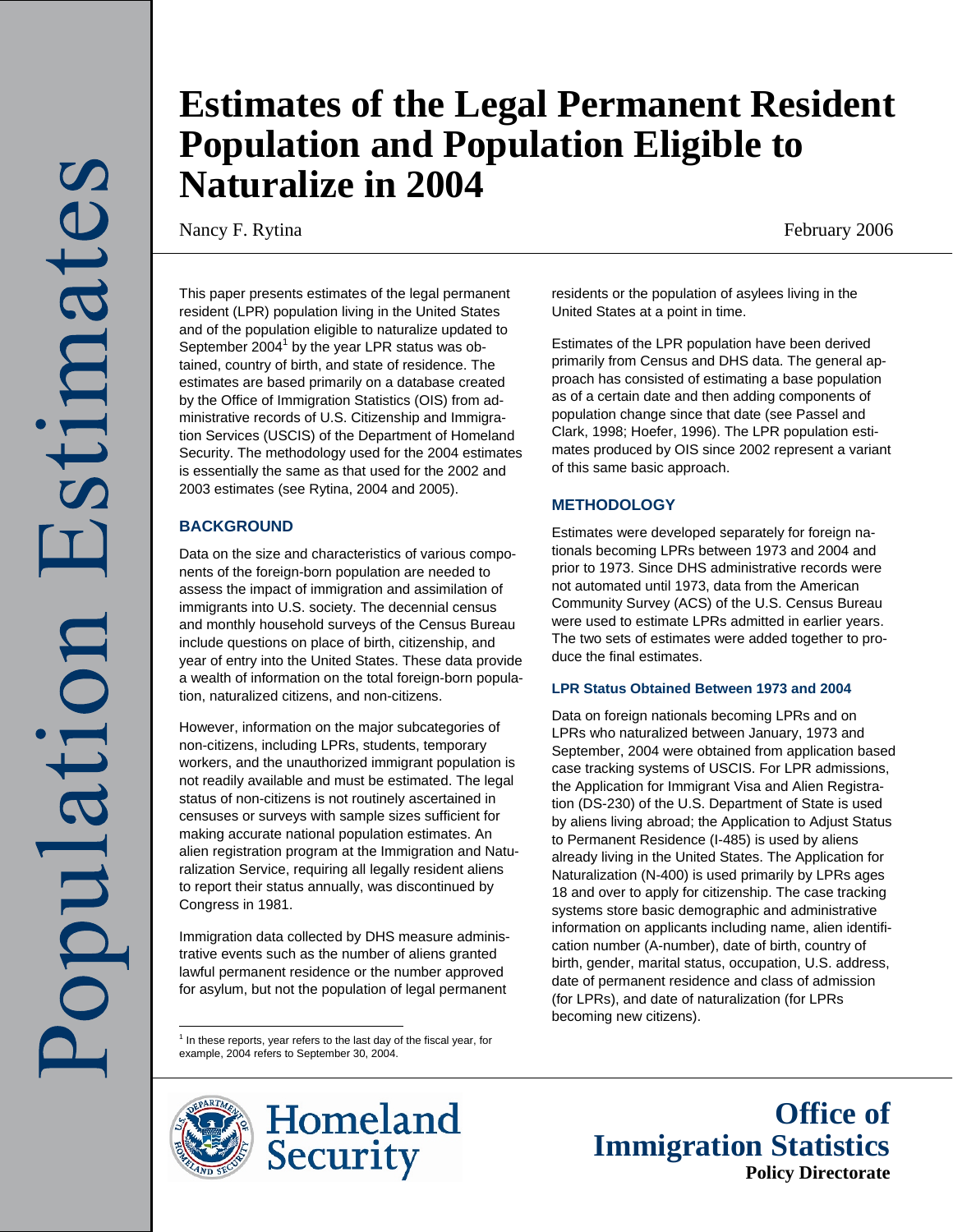# Estimates of the Legal Permanent Resident Population and Population Eligible to Naturalize in 2004

Nancy F. Rytina

February 2006

This paper presents estimates of the legal permanent resident (LPR) population living in the United States and of the population eligible to naturalize updated to September 2004[1] by the year LPR status was obtained, country of birth, and state of residence. The estimates are based primarily on a database created by the Office of Immigration Statistics (OIS) from administrative records of U.S. Citizenship and Immigration Services (USCIS) of the Department of Homeland Security. The methodology used for the 2004 estimates is essentially the same as that used for the 2002 and 2003 estimates (see Rytina, 2004 and 2005).

## BACKGROUND

Data on the size and characteristics of various components of the foreign-born population are needed to assess the impact of immigration and assimilation of immigrants into U.S. society. The decennial census and monthly household surveys of the Census Bureau include questions on place of birth, citizenship, and year of entry into the United States. These data provide a wealth of information on the total foreign-born population, naturalized citizens, and non-citizens.

However, information on the major subcategories of non-citizens, including LPRs, students, temporary workers, and the unauthorized immigrant population is not readily available and must be estimated. The legal status of non-citizens is not routinely ascertained in censuses or surveys with sample sizes sufficient for making accurate national population estimates. An alien registration program at the Immigration and Naturalization Service, requiring all legally resident aliens to report their status annually, was discontinued by Congress in 1981.

Immigration data collected by DHS measure administrative events such as the number of aliens granted lawful permanent residence or the number approved for asylum, but not the population of legal permanent residents or the population of asylees living in the United States at a point in time.

Estimates of the LPR population have been derived primarily from Census and DHS data. The general approach has consisted of estimating a base population as of a certain date and then adding components of population change since that date (see Passel and Clark, 1998; Hoefer, 1996). The LPR population estimates produced by OIS since 2002 represent a variant of this same basic approach.

## METHODOLOGY

Estimates were developed separately for foreign nationals becoming LPRs between 1973 and 2004 and prior to 1973. Since DHS administrative records were not automated until 1973, data from the American Community Survey (ACS) of the U.S. Census Bureau were used to estimate LPRs admitted in earlier years. The two sets of estimates were added together to produce the final estimates.

### LPR Status Obtained Between 1973 and 2004

Data on foreign nationals becoming LPRs and on LPRs who naturalized between January, 1973 and September, 2004 were obtained from application based case tracking systems of USCIS. For LPR admissions, the Application for Immigrant Visa and Alien Registration (DS-230) of the U.S. Department of State is used by aliens living abroad; the Application to Adjust Status to Permanent Residence (I-485) is used by aliens already living in the United States. The Application for Naturalization (N-400) is used primarily by LPRs ages 18 and over to apply for citizenship. The case tracking systems store basic demographic and administrative information on applicants including name, alien identification number (A-number), date of birth, country of birth, gender, marital status, occupation, U.S. address, date of permanent residence and class of admission (for LPRs), and date of naturalization (for LPRs becoming new citizens).

[1] In these reports, year refers to the last day of the fiscal year, for example, 2004 refers to September 30, 2004.

Homeland Security

Office of Immigration Statistics
Policy Directorate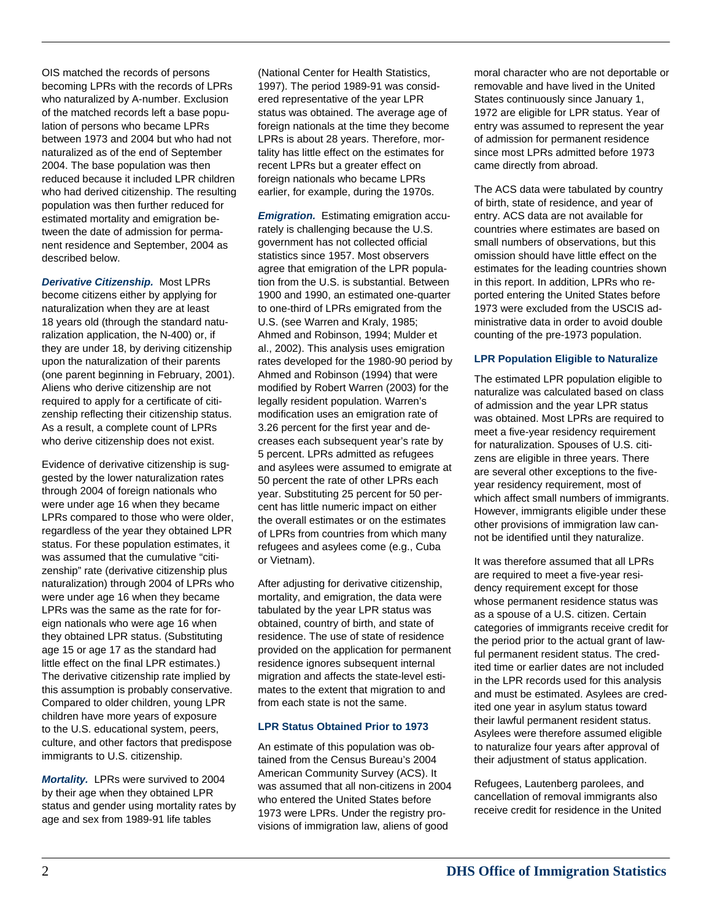OIS matched the records of persons becoming LPRs with the records of LPRs who naturalized by A-number. Exclusion of the matched records left a base population of persons who became LPRs between 1973 and 2004 but who had not naturalized as of the end of September 2004. The base population was then reduced because it included LPR children who had derived citizenship. The resulting population was then further reduced for estimated mortality and emigration between the date of admission for permanent residence and September, 2004 as described below.

***Derivative Citizenship.*** Most LPRs become citizens either by applying for naturalization when they are at least 18 years old (through the standard naturalization application, the N-400) or, if they are under 18, by deriving citizenship upon the naturalization of their parents (one parent beginning in February, 2001). Aliens who derive citizenship are not required to apply for a certificate of citizenship reflecting their citizenship status. As a result, a complete count of LPRs who derive citizenship does not exist.

Evidence of derivative citizenship is suggested by the lower naturalization rates through 2004 of foreign nationals who were under age 16 when they became LPRs compared to those who were older, regardless of the year they obtained LPR status. For these population estimates, it was assumed that the cumulative "citizenship" rate (derivative citizenship plus naturalization) through 2004 of LPRs who were under age 16 when they became LPRs was the same as the rate for foreign nationals who were age 16 when they obtained LPR status. (Substituting age 15 or age 17 as the standard had little effect on the final LPR estimates.) The derivative citizenship rate implied by this assumption is probably conservative. Compared to older children, young LPR children have more years of exposure to the U.S. educational system, peers, culture, and other factors that predispose immigrants to U.S. citizenship.

***Mortality.*** LPRs were survived to 2004 by their age when they obtained LPR status and gender using mortality rates by age and sex from 1989-91 life tables (National Center for Health Statistics, 1997). The period 1989-91 was considered representative of the year LPR status was obtained. The average age of foreign nationals at the time they become LPRs is about 28 years. Therefore, mortality has little effect on the estimates for recent LPRs but a greater effect on foreign nationals who became LPRs earlier, for example, during the 1970s.

***Emigration.*** Estimating emigration accurately is challenging because the U.S. government has not collected official statistics since 1957. Most observers agree that emigration of the LPR population from the U.S. is substantial. Between 1900 and 1990, an estimated one-quarter to one-third of LPRs emigrated from the U.S. (see Warren and Kraly, 1985; Ahmed and Robinson, 1994; Mulder et al., 2002). This analysis uses emigration rates developed for the 1980-90 period by Ahmed and Robinson (1994) that were modified by Robert Warren (2003) for the legally resident population. Warren's modification uses an emigration rate of 3.26 percent for the first year and decreases each subsequent year's rate by 5 percent. LPRs admitted as refugees and asylees were assumed to emigrate at 50 percent the rate of other LPRs each year. Substituting 25 percent for 50 percent has little numeric impact on either the overall estimates or on the estimates of LPRs from countries from which many refugees and asylees come (e.g., Cuba or Vietnam).

After adjusting for derivative citizenship, mortality, and emigration, the data were tabulated by the year LPR status was obtained, country of birth, and state of residence. The use of state of residence provided on the application for permanent residence ignores subsequent internal migration and affects the state-level estimates to the extent that migration to and from each state is not the same.

### LPR Status Obtained Prior to 1973

An estimate of this population was obtained from the Census Bureau's 2004 American Community Survey (ACS). It was assumed that all non-citizens in 2004 who entered the United States before 1973 were LPRs. Under the registry provisions of immigration law, aliens of good moral character who are not deportable or removable and have lived in the United States continuously since January 1, 1972 are eligible for LPR status. Year of entry was assumed to represent the year of admission for permanent residence since most LPRs admitted before 1973 came directly from abroad.

The ACS data were tabulated by country of birth, state of residence, and year of entry. ACS data are not available for countries where estimates are based on small numbers of observations, but this omission should have little effect on the estimates for the leading countries shown in this report. In addition, LPRs who reported entering the United States before 1973 were excluded from the USCIS administrative data in order to avoid double counting of the pre-1973 population.

### LPR Population Eligible to Naturalize

The estimated LPR population eligible to naturalize was calculated based on class of admission and the year LPR status was obtained. Most LPRs are required to meet a five-year residency requirement for naturalization. Spouses of U.S. citizens are eligible in three years. There are several other exceptions to the five-year residency requirement, most of which affect small numbers of immigrants. However, immigrants eligible under these other provisions of immigration law cannot be identified until they naturalize.

It was therefore assumed that all LPRs are required to meet a five-year residency requirement except for those whose permanent residence status was as a spouse of a U.S. citizen. Certain categories of immigrants receive credit for the period prior to the actual grant of lawful permanent resident status. The credited time or earlier dates are not included in the LPR records used for this analysis and must be estimated. Asylees are credited one year in asylum status toward their lawful permanent resident status. Asylees were therefore assumed eligible to naturalize four years after approval of their adjustment of status application.

Refugees, Lautenberg parolees, and cancellation of removal immigrants also receive credit for residence in the United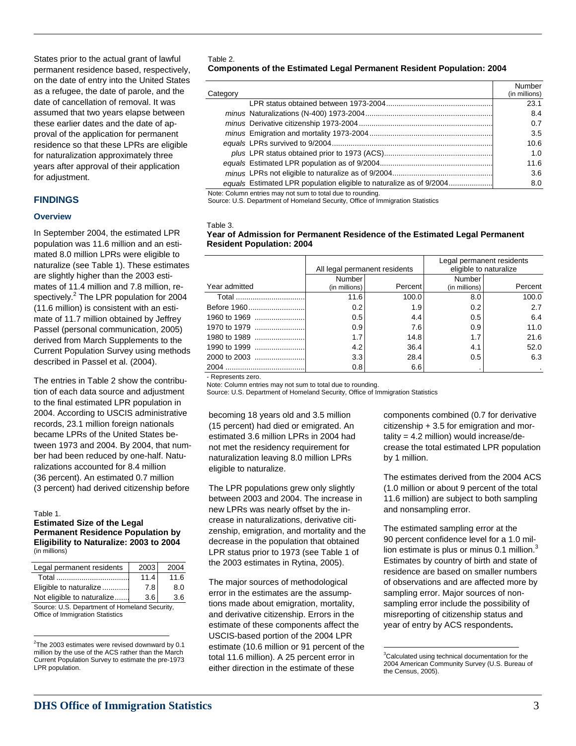States prior to the actual grant of lawful permanent residence based, respectively, on the date of entry into the United States as a refugee, the date of parole, and the date of cancellation of removal. It was assumed that two years elapse between these earlier dates and the date of approval of the application for permanent residence so that these LPRs are eligible for naturalization approximately three years after approval of their application for adjustment.

## FINDINGS

### Overview

In September 2004, the estimated LPR population was 11.6 million and an estimated 8.0 million LPRs were eligible to naturalize (see Table 1). These estimates are slightly higher than the 2003 estimates of 11.4 million and 7.8 million, respectively.[2] The LPR population for 2004 (11.6 million) is consistent with an estimate of 11.7 million obtained by Jeffrey Passel (personal communication, 2005) derived from March Supplements to the Current Population Survey using methods described in Passel et al. (2004).

The entries in Table 2 show the contribution of each data source and adjustment to the final estimated LPR population in 2004. According to USCIS administrative records, 23.1 million foreign nationals became LPRs of the United States between 1973 and 2004. By 2004, that number had been reduced by one-half. Naturalizations accounted for 8.4 million (36 percent). An estimated 0.7 million (3 percent) had derived citizenship before becoming 18 years old and 3.5 million (15 percent) had died or emigrated. An estimated 3.6 million LPRs in 2004 had not met the residency requirement for naturalization leaving 8.0 million LPRs eligible to naturalize.

Table 1.
**Estimated Size of the Legal Permanent Residence Population by Eligibility to Naturalize: 2003 to 2004**
(in millions)

| Legal permanent residents | 2003 | 2004 |
|---|---|---|
| Total | 11.4 | 11.6 |
| Eligible to naturalize | 7.8 | 8.0 |
| Not eligible to naturalize | 3.6 | 3.6 |

Source: U.S. Department of Homeland Security, Office of Immigration Statistics

Table 2.
**Components of the Estimated Legal Permanent Resident Population: 2004**

| Category | Number (in millions) |
|---|---|
| LPR status obtained between 1973-2004 | 23.1 |
| *minus* Naturalizations (N-400) 1973-2004 | 8.4 |
| *minus* Derivative citizenship 1973-2004 | 0.7 |
| *minus* Emigration and mortality 1973-2004 | 3.5 |
| *equals* LPRs survived to 9/2004 | 10.6 |
| *plus* LPR status obtained prior to 1973 (ACS) | 1.0 |
| *equals* Estimated LPR population as of 9/2004 | 11.6 |
| *minus* LPRs not eligible to naturalize as of 9/2004 | 3.6 |
| *equals* Estimated LPR population eligible to naturalize as of 9/2004 | 8.0 |

Note: Column entries may not sum to total due to rounding.
Source: U.S. Department of Homeland Security, Office of Immigration Statistics

Table 3.
**Year of Admission for Permanent Residence of the Estimated Legal Permanent Resident Population: 2004**

| | All legal permanent residents | | Legal permanent residents eligible to naturalize | |
|---|---|---|---|---|
| Year admitted | Number (in millions) | Percent | Number (in millions) | Percent |
| Total | 11.6 | 100.0 | 8.0 | 100.0 |
| Before 1960 | 0.2 | 1.9 | 0.2 | 2.7 |
| 1960 to 1969 | 0.5 | 4.4 | 0.5 | 6.4 |
| 1970 to 1979 | 0.9 | 7.6 | 0.9 | 11.0 |
| 1980 to 1989 | 1.7 | 14.8 | 1.7 | 21.6 |
| 1990 to 1999 | 4.2 | 36.4 | 4.1 | 52.0 |
| 2000 to 2003 | 3.3 | 28.4 | 0.5 | 6.3 |
| 2004 | 0.8 | 6.6 | . | . |

- Represents zero.
Note: Column entries may not sum to total due to rounding.
Source: U.S. Department of Homeland Security, Office of Immigration Statistics

The LPR populations grew only slightly between 2003 and 2004. The increase in new LPRs was nearly offset by the increase in naturalizations, derivative citizenship, emigration, and mortality and the decrease in the population that obtained LPR status prior to 1973 (see Table 1 of the 2003 estimates in Rytina, 2005).

The major sources of methodological error in the estimates are the assumptions made about emigration, mortality, and derivative citizenship. Errors in the estimate of these components affect the USCIS-based portion of the 2004 LPR estimate (10.6 million or 91 percent of the total 11.6 million). A 25 percent error in either direction in the estimate of these components combined (0.7 for derivative citizenship + 3.5 for emigration and mortality = 4.2 million) would increase/decrease the total estimated LPR population by 1 million.

The estimates derived from the 2004 ACS (1.0 million or about 9 percent of the total 11.6 million) are subject to both sampling and nonsampling error.

The estimated sampling error at the 90 percent confidence level for a 1.0 million estimate is plus or minus 0.1 million.[3] Estimates by country of birth and state of residence are based on smaller numbers of observations and are affected more by sampling error. Major sources of nonsampling error include the possibility of misreporting of citizenship status and year of entry by ACS respondents.

[2] The 2003 estimates were revised downward by 0.1 million by the use of the ACS rather than the March Current Population Survey to estimate the pre-1973 LPR population.

[3] Calculated using technical documentation for the 2004 American Community Survey (U.S. Bureau of the Census, 2005).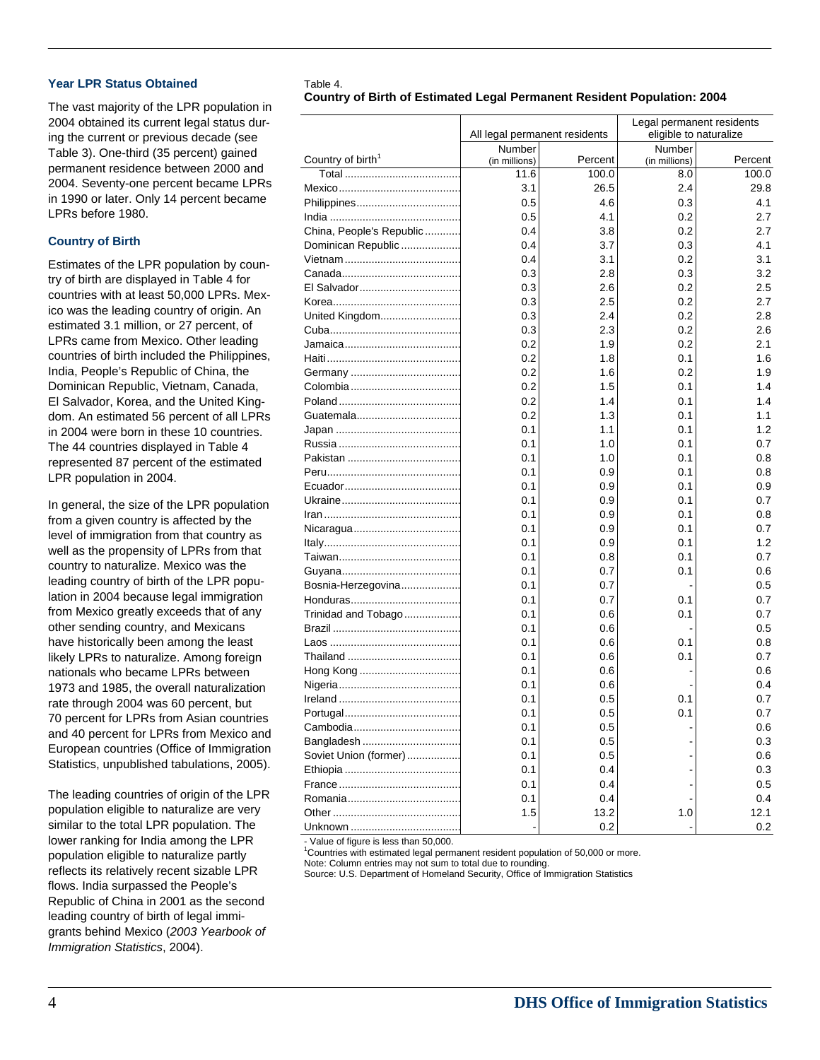### Year LPR Status Obtained

The vast majority of the LPR population in 2004 obtained its current legal status during the current or previous decade (see Table 3). One-third (35 percent) gained permanent residence between 2000 and 2004. Seventy-one percent became LPRs in 1990 or later. Only 14 percent became LPRs before 1980.

### Country of Birth

Estimates of the LPR population by country of birth are displayed in Table 4 for countries with at least 50,000 LPRs. Mexico was the leading country of origin. An estimated 3.1 million, or 27 percent, of LPRs came from Mexico. Other leading countries of birth included the Philippines, India, People's Republic of China, the Dominican Republic, Vietnam, Canada, El Salvador, Korea, and the United Kingdom. An estimated 56 percent of all LPRs in 2004 were born in these 10 countries. The 44 countries displayed in Table 4 represented 87 percent of the estimated LPR population in 2004.

In general, the size of the LPR population from a given country is affected by the level of immigration from that country as well as the propensity of LPRs from that country to naturalize. Mexico was the leading country of birth of the LPR population in 2004 because legal immigration from Mexico greatly exceeds that of any other sending country, and Mexicans have historically been among the least likely LPRs to naturalize. Among foreign nationals who became LPRs between 1973 and 1985, the overall naturalization rate through 2004 was 60 percent, but 70 percent for LPRs from Asian countries and 40 percent for LPRs from Mexico and European countries (Office of Immigration Statistics, unpublished tabulations, 2005).

The leading countries of origin of the LPR population eligible to naturalize are very similar to the total LPR population. The lower ranking for India among the LPR population eligible to naturalize partly reflects its relatively recent sizable LPR flows. India surpassed the People's Republic of China in 2001 as the second leading country of birth of legal immigrants behind Mexico (*2003 Yearbook of Immigration Statistics*, 2004).

Table 4.
**Country of Birth of Estimated Legal Permanent Resident Population: 2004**

| | All legal permanent residents | | Legal permanent residents eligible to naturalize | |
|---|---|---|---|---|
| Country of birth[1] | Number (in millions) | Percent | Number (in millions) | Percent |
| Total | 11.6 | 100.0 | 8.0 | 100.0 |
| Mexico | 3.1 | 26.5 | 2.4 | 29.8 |
| Philippines | 0.5 | 4.6 | 0.3 | 4.1 |
| India | 0.5 | 4.1 | 0.2 | 2.7 |
| China, People's Republic | 0.4 | 3.8 | 0.2 | 2.7 |
| Dominican Republic | 0.4 | 3.7 | 0.3 | 4.1 |
| Vietnam | 0.4 | 3.1 | 0.2 | 3.1 |
| Canada | 0.3 | 2.8 | 0.3 | 3.2 |
| El Salvador | 0.3 | 2.6 | 0.2 | 2.5 |
| Korea | 0.3 | 2.5 | 0.2 | 2.7 |
| United Kingdom | 0.3 | 2.4 | 0.2 | 2.8 |
| Cuba | 0.3 | 2.3 | 0.2 | 2.6 |
| Jamaica | 0.2 | 1.9 | 0.2 | 2.1 |
| Haiti | 0.2 | 1.8 | 0.1 | 1.6 |
| Germany | 0.2 | 1.6 | 0.2 | 1.9 |
| Colombia | 0.2 | 1.5 | 0.1 | 1.4 |
| Poland | 0.2 | 1.4 | 0.1 | 1.4 |
| Guatemala | 0.2 | 1.3 | 0.1 | 1.1 |
| Japan | 0.1 | 1.1 | 0.1 | 1.2 |
| Russia | 0.1 | 1.0 | 0.1 | 0.7 |
| Pakistan | 0.1 | 1.0 | 0.1 | 0.8 |
| Peru | 0.1 | 0.9 | 0.1 | 0.8 |
| Ecuador | 0.1 | 0.9 | 0.1 | 0.9 |
| Ukraine | 0.1 | 0.9 | 0.1 | 0.7 |
| Iran | 0.1 | 0.9 | 0.1 | 0.8 |
| Nicaragua | 0.1 | 0.9 | 0.1 | 0.7 |
| Italy | 0.1 | 0.9 | 0.1 | 1.2 |
| Taiwan | 0.1 | 0.8 | 0.1 | 0.7 |
| Guyana | 0.1 | 0.7 | 0.1 | 0.6 |
| Bosnia-Herzegovina | 0.1 | 0.7 | - | 0.5 |
| Honduras | 0.1 | 0.7 | 0.1 | 0.7 |
| Trinidad and Tobago | 0.1 | 0.6 | 0.1 | 0.7 |
| Brazil | 0.1 | 0.6 | - | 0.5 |
| Laos | 0.1 | 0.6 | 0.1 | 0.8 |
| Thailand | 0.1 | 0.6 | 0.1 | 0.7 |
| Hong Kong | 0.1 | 0.6 | - | 0.6 |
| Nigeria | 0.1 | 0.6 | - | 0.4 |
| Ireland | 0.1 | 0.5 | 0.1 | 0.7 |
| Portugal | 0.1 | 0.5 | 0.1 | 0.7 |
| Cambodia | 0.1 | 0.5 | - | 0.6 |
| Bangladesh | 0.1 | 0.5 | - | 0.3 |
| Soviet Union (former) | 0.1 | 0.5 | - | 0.6 |
| Ethiopia | 0.1 | 0.4 | - | 0.3 |
| France | 0.1 | 0.4 | - | 0.5 |
| Romania | 0.1 | 0.4 | - | 0.4 |
| Other | 1.5 | 13.2 | 1.0 | 12.1 |
| Unknown | - | 0.2 | - | 0.2 |

- Value of figure is less than 50,000.
[1]Countries with estimated legal permanent resident population of 50,000 or more.
Note: Column entries may not sum to total due to rounding.
Source: U.S. Department of Homeland Security, Office of Immigration Statistics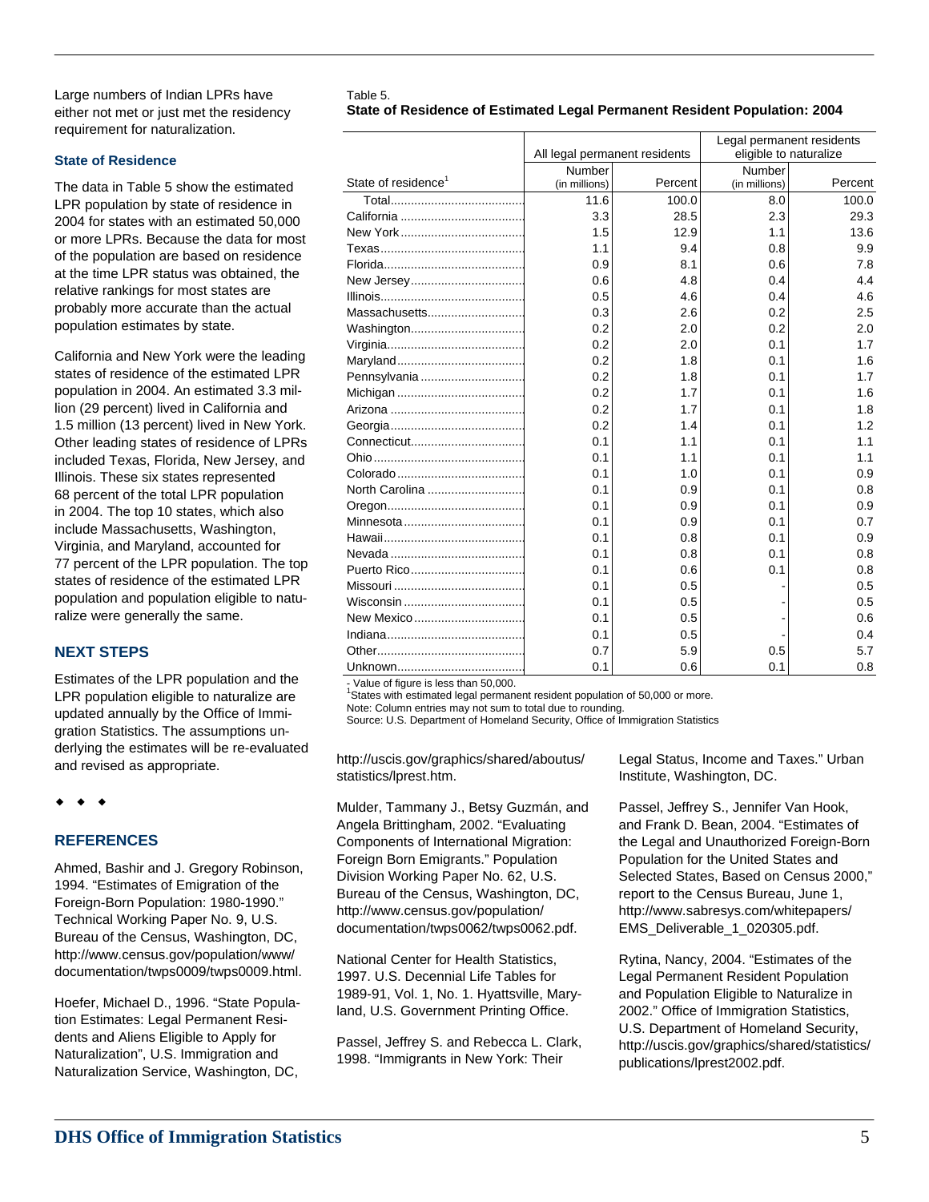Large numbers of Indian LPRs have either not met or just met the residency requirement for naturalization.

### State of Residence

The data in Table 5 show the estimated LPR population by state of residence in 2004 for states with an estimated 50,000 or more LPRs. Because the data for most of the population are based on residence at the time LPR status was obtained, the relative rankings for most states are probably more accurate than the actual population estimates by state.

California and New York were the leading states of residence of the estimated LPR population in 2004. An estimated 3.3 million (29 percent) lived in California and 1.5 million (13 percent) lived in New York. Other leading states of residence of LPRs included Texas, Florida, New Jersey, and Illinois. These six states represented 68 percent of the total LPR population in 2004. The top 10 states, which also include Massachusetts, Washington, Virginia, and Maryland, accounted for 77 percent of the LPR population. The top states of residence of the estimated LPR population and population eligible to naturalize were generally the same.

Table 5.
**State of Residence of Estimated Legal Permanent Resident Population: 2004**

| State of residence[1] | All legal permanent residents | | Legal permanent residents eligible to naturalize | |
|---|---|---|---|---|
| | Number (in millions) | Percent | Number (in millions) | Percent |
| Total | 11.6 | 100.0 | 8.0 | 100.0 |
| California | 3.3 | 28.5 | 2.3 | 29.3 |
| New York | 1.5 | 12.9 | 1.1 | 13.6 |
| Texas | 1.1 | 9.4 | 0.8 | 9.9 |
| Florida | 0.9 | 8.1 | 0.6 | 7.8 |
| New Jersey | 0.6 | 4.8 | 0.4 | 4.4 |
| Illinois | 0.5 | 4.6 | 0.4 | 4.6 |
| Massachusetts | 0.3 | 2.6 | 0.2 | 2.5 |
| Washington | 0.2 | 2.0 | 0.2 | 2.0 |
| Virginia | 0.2 | 2.0 | 0.1 | 1.7 |
| Maryland | 0.2 | 1.8 | 0.1 | 1.6 |
| Pennsylvania | 0.2 | 1.8 | 0.1 | 1.7 |
| Michigan | 0.2 | 1.7 | 0.1 | 1.6 |
| Arizona | 0.2 | 1.7 | 0.1 | 1.8 |
| Georgia | 0.2 | 1.4 | 0.1 | 1.2 |
| Connecticut | 0.1 | 1.1 | 0.1 | 1.1 |
| Ohio | 0.1 | 1.1 | 0.1 | 1.1 |
| Colorado | 0.1 | 1.0 | 0.1 | 0.9 |
| North Carolina | 0.1 | 0.9 | 0.1 | 0.8 |
| Oregon | 0.1 | 0.9 | 0.1 | 0.9 |
| Minnesota | 0.1 | 0.9 | 0.1 | 0.7 |
| Hawaii | 0.1 | 0.8 | 0.1 | 0.9 |
| Nevada | 0.1 | 0.8 | 0.1 | 0.8 |
| Puerto Rico | 0.1 | 0.6 | 0.1 | 0.8 |
| Missouri | 0.1 | 0.5 | - | 0.5 |
| Wisconsin | 0.1 | 0.5 | - | 0.5 |
| New Mexico | 0.1 | 0.5 | - | 0.6 |
| Indiana | 0.1 | 0.5 | - | 0.4 |
| Other | 0.7 | 5.9 | 0.5 | 5.7 |
| Unknown | 0.1 | 0.6 | 0.1 | 0.8 |

- Value of figure is less than 50,000.
[1]States with estimated legal permanent resident population of 50,000 or more.
Note: Column entries may not sum to total due to rounding.
Source: U.S. Department of Homeland Security, Office of Immigration Statistics

## NEXT STEPS

Estimates of the LPR population and the LPR population eligible to naturalize are updated annually by the Office of Immigration Statistics. The assumptions underlying the estimates will be re-evaluated and revised as appropriate.

◆ ◆ ◆

## REFERENCES

Ahmed, Bashir and J. Gregory Robinson, 1994. "Estimates of Emigration of the Foreign-Born Population: 1980-1990." Technical Working Paper No. 9, U.S. Bureau of the Census, Washington, DC, http://www.census.gov/population/www/documentation/twps0009/twps0009.html.

Hoefer, Michael D., 1996. "State Population Estimates: Legal Permanent Residents and Aliens Eligible to Apply for Naturalization", U.S. Immigration and Naturalization Service, Washington, DC, http://uscis.gov/graphics/shared/aboutus/statistics/lprest.htm.

Mulder, Tammany J., Betsy Guzmán, and Angela Brittingham, 2002. "Evaluating Components of International Migration: Foreign Born Emigrants." Population Division Working Paper No. 62, U.S. Bureau of the Census, Washington, DC, http://www.census.gov/population/documentation/twps0062/twps0062.pdf.

National Center for Health Statistics, 1997. U.S. Decennial Life Tables for 1989-91, Vol. 1, No. 1. Hyattsville, Maryland, U.S. Government Printing Office.

Passel, Jeffrey S. and Rebecca L. Clark, 1998. "Immigrants in New York: Their Legal Status, Income and Taxes." Urban Institute, Washington, DC.

Passel, Jeffrey S., Jennifer Van Hook, and Frank D. Bean, 2004. "Estimates of the Legal and Unauthorized Foreign-Born Population for the United States and Selected States, Based on Census 2000," report to the Census Bureau, June 1, http://www.sabresys.com/whitepapers/EMS_Deliverable_1_020305.pdf.

Rytina, Nancy, 2004. "Estimates of the Legal Permanent Resident Population and Population Eligible to Naturalize in 2002." Office of Immigration Statistics, U.S. Department of Homeland Security, http://uscis.gov/graphics/shared/statistics/publications/lprest2002.pdf.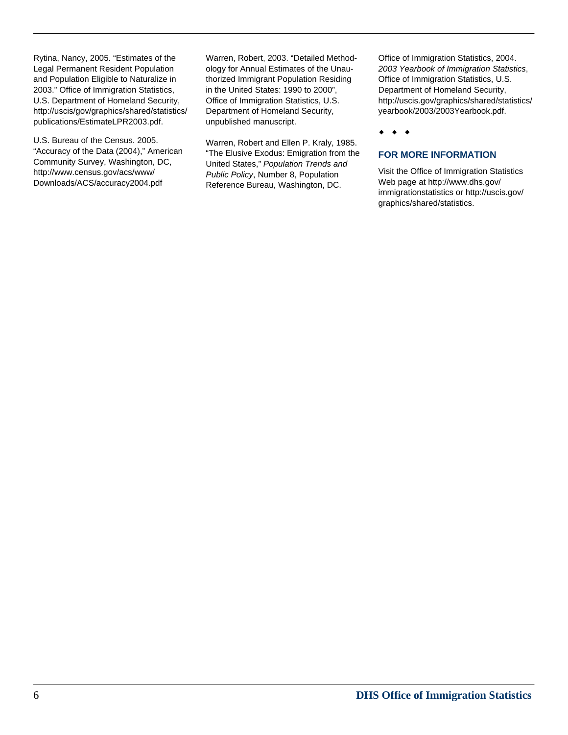Rytina, Nancy, 2005. "Estimates of the Legal Permanent Resident Population and Population Eligible to Naturalize in 2003." Office of Immigration Statistics, U.S. Department of Homeland Security, http://uscis/gov/graphics/shared/statistics/publications/EstimateLPR2003.pdf.

U.S. Bureau of the Census. 2005. "Accuracy of the Data (2004)," American Community Survey, Washington, DC, http://www.census.gov/acs/www/Downloads/ACS/accuracy2004.pdf

Warren, Robert, 2003. "Detailed Methodology for Annual Estimates of the Unauthorized Immigrant Population Residing in the United States: 1990 to 2000", Office of Immigration Statistics, U.S. Department of Homeland Security, unpublished manuscript.

Warren, Robert and Ellen P. Kraly, 1985. "The Elusive Exodus: Emigration from the United States," *Population Trends and Public Policy*, Number 8, Population Reference Bureau, Washington, DC.

Office of Immigration Statistics, 2004. *2003 Yearbook of Immigration Statistics*, Office of Immigration Statistics, U.S. Department of Homeland Security, http://uscis.gov/graphics/shared/statistics/yearbook/2003/2003Yearbook.pdf.

◆ ◆ ◆

## FOR MORE INFORMATION

Visit the Office of Immigration Statistics Web page at http://www.dhs.gov/immigrationstatistics or http://uscis.gov/graphics/shared/statistics.